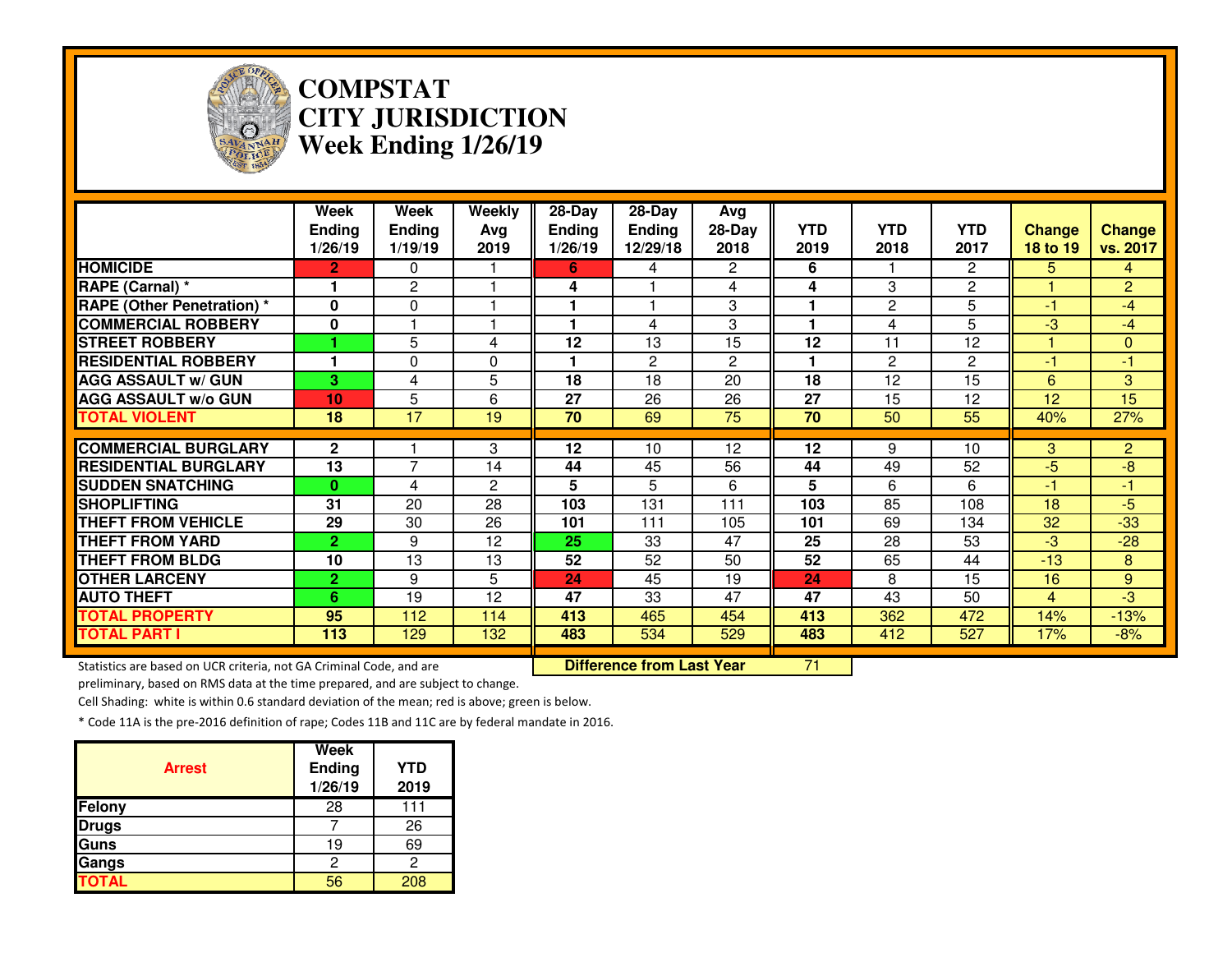# COMPSTAT
# CITY JURISDICTION
# Week Ending 1/26/19

| | Week Ending 1/26/19 | Week Ending 1/19/19 | Weekly Avg 2019 | 28-Day Ending 1/26/19 | 28-Day Ending 12/29/18 | Avg 28-Day 2018 | YTD 2019 | YTD 2018 | YTD 2017 | Change 18 to 19 | Change vs. 2017 |
|---|---|---|---|---|---|---|---|---|---|---|---|
| **HOMICIDE** | 2 | 0 | 1 | 6 | 4 | 2 | 6 | 1 | 2 | 5 | 4 |
| **RAPE (Carnal) *** | 1 | 2 | 1 | 4 | 1 | 4 | 4 | 3 | 2 | 1 | 2 |
| **RAPE (Other Penetration) *** | 0 | 0 | 1 | 1 | 1 | 3 | 1 | 2 | 5 | -1 | -4 |
| **COMMERCIAL ROBBERY** | 0 | 1 | 1 | 1 | 4 | 3 | 1 | 4 | 5 | -3 | -4 |
| **STREET ROBBERY** | 1 | 5 | 4 | 12 | 13 | 15 | 12 | 11 | 12 | 1 | 0 |
| **RESIDENTIAL ROBBERY** | 1 | 0 | 0 | 1 | 2 | 2 | 1 | 2 | 2 | -1 | -1 |
| **AGG ASSAULT w/ GUN** | 3 | 4 | 5 | 18 | 18 | 20 | 18 | 12 | 15 | 6 | 3 |
| **AGG ASSAULT w/o GUN** | 10 | 5 | 6 | 27 | 26 | 26 | 27 | 15 | 12 | 12 | 15 |
| **TOTAL VIOLENT** | 18 | 17 | 19 | 70 | 69 | 75 | 70 | 50 | 55 | 40% | 27% |
| **COMMERCIAL BURGLARY** | 2 | 1 | 3 | 12 | 10 | 12 | 12 | 9 | 10 | 3 | 2 |
| **RESIDENTIAL BURGLARY** | 13 | 7 | 14 | 44 | 45 | 56 | 44 | 49 | 52 | -5 | -8 |
| **SUDDEN SNATCHING** | 0 | 4 | 2 | 5 | 5 | 6 | 5 | 6 | 6 | -1 | -1 |
| **SHOPLIFTING** | 31 | 20 | 28 | 103 | 131 | 111 | 103 | 85 | 108 | 18 | -5 |
| **THEFT FROM VEHICLE** | 29 | 30 | 26 | 101 | 111 | 105 | 101 | 69 | 134 | 32 | -33 |
| **THEFT FROM YARD** | 2 | 9 | 12 | 25 | 33 | 47 | 25 | 28 | 53 | -3 | -28 |
| **THEFT FROM BLDG** | 10 | 13 | 13 | 52 | 52 | 50 | 52 | 65 | 44 | -13 | 8 |
| **OTHER LARCENY** | 2 | 9 | 5 | 24 | 45 | 19 | 24 | 8 | 15 | 16 | 9 |
| **AUTO THEFT** | 6 | 19 | 12 | 47 | 33 | 47 | 47 | 43 | 50 | 4 | -3 |
| **TOTAL PROPERTY** | 95 | 112 | 114 | 413 | 465 | 454 | 413 | 362 | 472 | 14% | -13% |
| **TOTAL PART I** | 113 | 129 | 132 | 483 | 534 | 529 | 483 | 412 | 527 | 17% | -8% |

**Difference from Last Year** 71

Statistics are based on UCR criteria, not GA Criminal Code, and are preliminary, based on RMS data at the time prepared, and are subject to change.

Cell Shading: white is within 0.6 standard deviation of the mean; red is above; green is below.

* Code 11A is the pre-2016 definition of rape; Codes 11B and 11C are by federal mandate in 2016.

| Arrest | Week Ending 1/26/19 | YTD 2019 |
|---|---|---|
| **Felony** | 28 | 111 |
| **Drugs** | 7 | 26 |
| **Guns** | 19 | 69 |
| **Gangs** | 2 | 2 |
| **TOTAL** | 56 | 208 |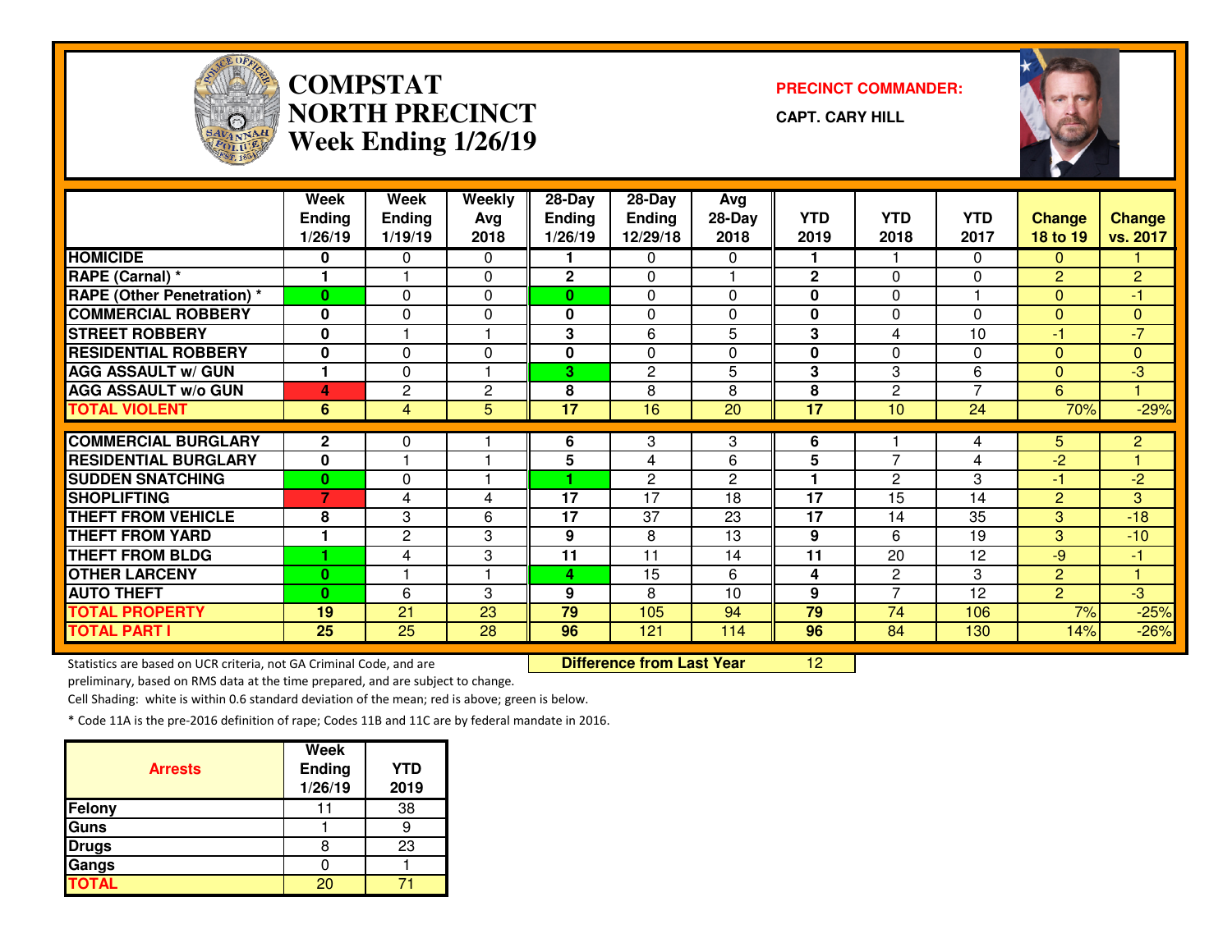# COMPSTAT
# NORTH PRECINCT
# Week Ending 1/26/19

**PRECINCT COMMANDER:**

**CAPT. CARY HILL**

| | Week Ending 1/26/19 | Week Ending 1/19/19 | Weekly Avg 2018 | 28-Day Ending 1/26/19 | 28-Day Ending 12/29/18 | Avg 28-Day 2018 | YTD 2019 | YTD 2018 | YTD 2017 | Change 18 to 19 | Change vs. 2017 |
|---|---|---|---|---|---|---|---|---|---|---|---|
| HOMICIDE | 0 | 0 | 0 | 1 | 0 | 0 | 1 | 1 | 0 | 0 | 1 |
| RAPE (Carnal) * | 1 | 1 | 0 | 2 | 0 | 1 | 2 | 0 | 0 | 2 | 2 |
| RAPE (Other Penetration) * | 0 | 0 | 0 | 0 | 0 | 0 | 0 | 0 | 1 | 0 | -1 |
| COMMERCIAL ROBBERY | 0 | 0 | 0 | 0 | 0 | 0 | 0 | 0 | 0 | 0 | 0 |
| STREET ROBBERY | 0 | 1 | 1 | 3 | 6 | 5 | 3 | 4 | 10 | -1 | -7 |
| RESIDENTIAL ROBBERY | 0 | 0 | 0 | 0 | 0 | 0 | 0 | 0 | 0 | 0 | 0 |
| AGG ASSAULT w/ GUN | 1 | 0 | 1 | 3 | 2 | 5 | 3 | 3 | 6 | 0 | -3 |
| AGG ASSAULT w/o GUN | 4 | 2 | 2 | 8 | 8 | 8 | 8 | 2 | 7 | 6 | 1 |
| TOTAL VIOLENT | 6 | 4 | 5 | 17 | 16 | 20 | 17 | 10 | 24 | 70% | -29% |
| COMMERCIAL BURGLARY | 2 | 0 | 1 | 6 | 3 | 3 | 6 | 1 | 4 | 5 | 2 |
| RESIDENTIAL BURGLARY | 0 | 1 | 1 | 5 | 4 | 6 | 5 | 7 | 4 | -2 | 1 |
| SUDDEN SNATCHING | 0 | 0 | 1 | 1 | 2 | 2 | 1 | 2 | 3 | -1 | -2 |
| SHOPLIFTING | 7 | 4 | 4 | 17 | 17 | 18 | 17 | 15 | 14 | 2 | 3 |
| THEFT FROM VEHICLE | 8 | 3 | 6 | 17 | 37 | 23 | 17 | 14 | 35 | 3 | -18 |
| THEFT FROM YARD | 1 | 2 | 3 | 9 | 8 | 13 | 9 | 6 | 19 | 3 | -10 |
| THEFT FROM BLDG | 1 | 4 | 3 | 11 | 11 | 14 | 11 | 20 | 12 | -9 | -1 |
| OTHER LARCENY | 0 | 1 | 1 | 4 | 15 | 6 | 4 | 2 | 3 | 2 | 1 |
| AUTO THEFT | 0 | 6 | 3 | 9 | 8 | 10 | 9 | 7 | 12 | 2 | -3 |
| TOTAL PROPERTY | 19 | 21 | 23 | 79 | 105 | 94 | 79 | 74 | 106 | 7% | -25% |
| TOTAL PART I | 25 | 25 | 28 | 96 | 121 | 114 | 96 | 84 | 130 | 14% | -26% |

**Difference from Last Year** 12

Statistics are based on UCR criteria, not GA Criminal Code, and are preliminary, based on RMS data at the time prepared, and are subject to change.

Cell Shading: white is within 0.6 standard deviation of the mean; red is above; green is below.

* Code 11A is the pre-2016 definition of rape; Codes 11B and 11C are by federal mandate in 2016.

| Arrests | Week Ending 1/26/19 | YTD 2019 |
|---|---|---|
| Felony | 11 | 38 |
| Guns | 1 | 9 |
| Drugs | 8 | 23 |
| Gangs | 0 | 1 |
| TOTAL | 20 | 71 |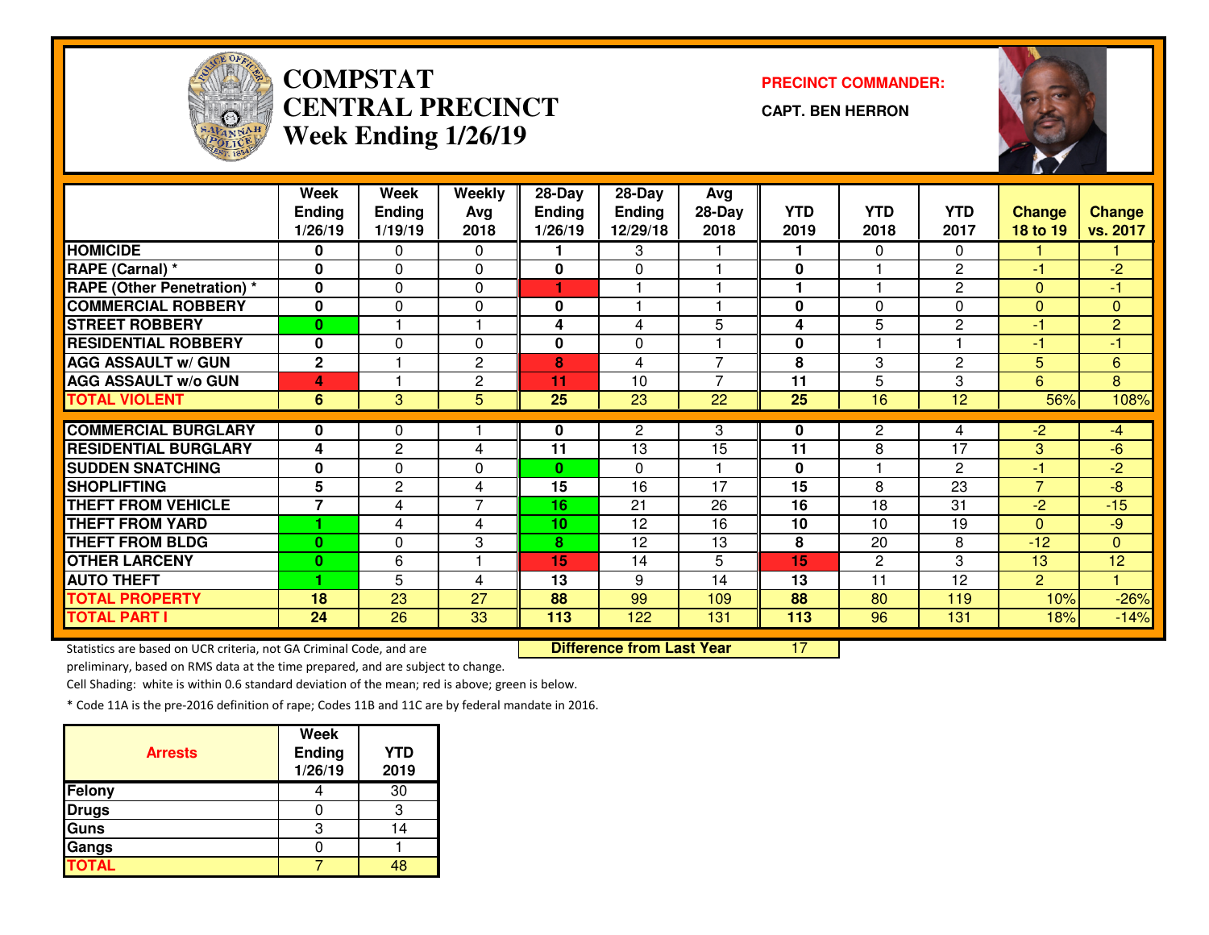# COMPSTAT CENTRAL PRECINCT
## Week Ending 1/26/19

**PRECINCT COMMANDER:**

**CAPT. BEN HERRON**

| | Week Ending 1/26/19 | Week Ending 1/19/19 | Weekly Avg 2018 | 28-Day Ending 1/26/19 | 28-Day Ending 12/29/18 | Avg 28-Day 2018 | YTD 2019 | YTD 2018 | YTD 2017 | Change 18 to 19 | Change vs. 2017 |
|---|---|---|---|---|---|---|---|---|---|---|---|
| HOMICIDE | 0 | 0 | 0 | 1 | 3 | 1 | 1 | 0 | 0 | 1 | 1 |
| RAPE (Carnal) * | 0 | 0 | 0 | 0 | 0 | 1 | 0 | 1 | 2 | -1 | -2 |
| RAPE (Other Penetration) * | 0 | 0 | 0 | 1 | 1 | 1 | 1 | 1 | 2 | 0 | -1 |
| COMMERCIAL ROBBERY | 0 | 0 | 0 | 0 | 1 | 1 | 0 | 0 | 0 | 0 | 0 |
| STREET ROBBERY | 0 | 1 | 1 | 4 | 4 | 5 | 4 | 5 | 2 | -1 | 2 |
| RESIDENTIAL ROBBERY | 0 | 0 | 0 | 0 | 0 | 1 | 0 | 1 | 1 | -1 | -1 |
| AGG ASSAULT w/ GUN | 2 | 1 | 2 | 8 | 4 | 7 | 8 | 3 | 2 | 5 | 6 |
| AGG ASSAULT w/o GUN | 4 | 1 | 2 | 11 | 10 | 7 | 11 | 5 | 3 | 6 | 8 |
| TOTAL VIOLENT | 6 | 3 | 5 | 25 | 23 | 22 | 25 | 16 | 12 | 56% | 108% |
| COMMERCIAL BURGLARY | 0 | 0 | 1 | 0 | 2 | 3 | 0 | 2 | 4 | -2 | -4 |
| RESIDENTIAL BURGLARY | 4 | 2 | 4 | 11 | 13 | 15 | 11 | 8 | 17 | 3 | -6 |
| SUDDEN SNATCHING | 0 | 0 | 0 | 0 | 0 | 1 | 0 | 1 | 2 | -1 | -2 |
| SHOPLIFTING | 5 | 2 | 4 | 15 | 16 | 17 | 15 | 8 | 23 | 7 | -8 |
| THEFT FROM VEHICLE | 7 | 4 | 7 | 16 | 21 | 26 | 16 | 18 | 31 | -2 | -15 |
| THEFT FROM YARD | 1 | 4 | 4 | 10 | 12 | 16 | 10 | 10 | 19 | 0 | -9 |
| THEFT FROM BLDG | 0 | 0 | 3 | 8 | 12 | 13 | 8 | 20 | 8 | -12 | 0 |
| OTHER LARCENY | 0 | 6 | 1 | 15 | 14 | 5 | 15 | 2 | 3 | 13 | 12 |
| AUTO THEFT | 1 | 5 | 4 | 13 | 9 | 14 | 13 | 11 | 12 | 2 | 1 |
| TOTAL PROPERTY | 18 | 23 | 27 | 88 | 99 | 109 | 88 | 80 | 119 | 10% | -26% |
| TOTAL PART I | 24 | 26 | 33 | 113 | 122 | 131 | 113 | 96 | 131 | 18% | -14% |

**Difference from Last Year** 17

Statistics are based on UCR criteria, not GA Criminal Code, and are preliminary, based on RMS data at the time prepared, and are subject to change.

Cell Shading: white is within 0.6 standard deviation of the mean; red is above; green is below.

* Code 11A is the pre-2016 definition of rape; Codes 11B and 11C are by federal mandate in 2016.

| Arrests | Week Ending 1/26/19 | YTD 2019 |
|---|---|---|
| Felony | 4 | 30 |
| Drugs | 0 | 3 |
| Guns | 3 | 14 |
| Gangs | 0 | 1 |
| TOTAL | 7 | 48 |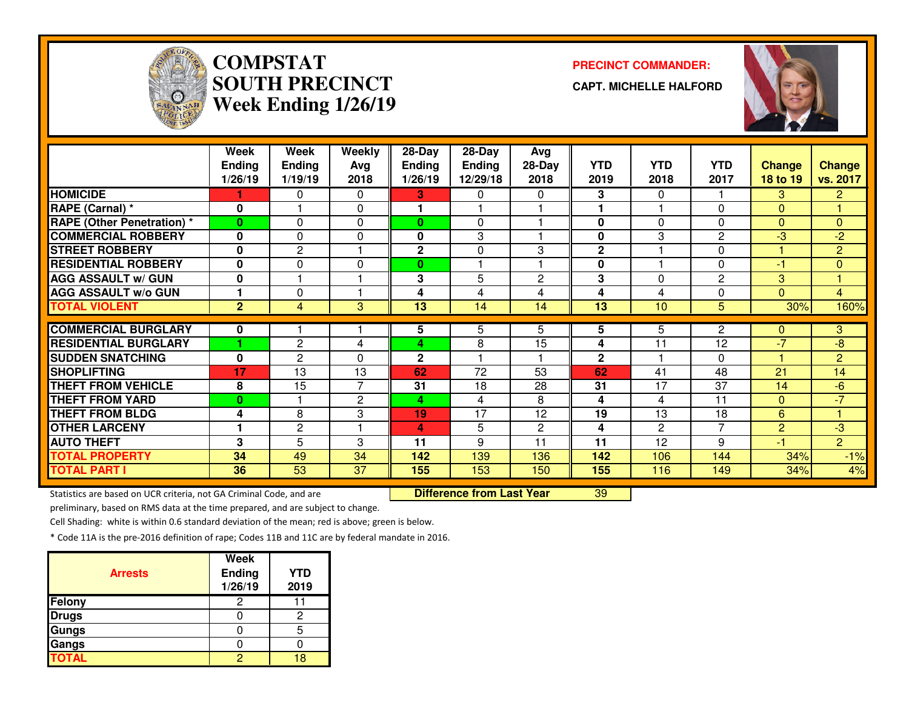# COMPSTAT SOUTH PRECINCT Week Ending 1/26/19

**PRECINCT COMMANDER:**

**CAPT. MICHELLE HALFORD**

| | Week Ending 1/26/19 | Week Ending 1/19/19 | Weekly Avg 2018 | 28-Day Ending 1/26/19 | 28-Day Ending 12/29/18 | Avg 28-Day 2018 | YTD 2019 | YTD 2018 | YTD 2017 | Change 18 to 19 | Change vs. 2017 |
|---|---|---|---|---|---|---|---|---|---|---|---|
| HOMICIDE | 1 | 0 | 0 | 3 | 0 | 0 | 3 | 0 | 1 | 3 | 2 |
| RAPE (Carnal) * | 0 | 1 | 0 | 1 | 1 | 1 | 1 | 1 | 0 | 0 | 1 |
| RAPE (Other Penetration) * | 0 | 0 | 0 | 0 | 0 | 1 | 0 | 0 | 0 | 0 | 0 |
| COMMERCIAL ROBBERY | 0 | 0 | 0 | 0 | 3 | 1 | 0 | 3 | 2 | -3 | -2 |
| STREET ROBBERY | 0 | 2 | 1 | 2 | 0 | 3 | 2 | 1 | 0 | 1 | 2 |
| RESIDENTIAL ROBBERY | 0 | 0 | 0 | 0 | 1 | 1 | 0 | 1 | 0 | -1 | 0 |
| AGG ASSAULT w/ GUN | 0 | 1 | 1 | 3 | 5 | 2 | 3 | 0 | 2 | 3 | 1 |
| AGG ASSAULT w/o GUN | 1 | 0 | 1 | 4 | 4 | 4 | 4 | 4 | 0 | 0 | 4 |
| TOTAL VIOLENT | 2 | 4 | 3 | 13 | 14 | 14 | 13 | 10 | 5 | 30% | 160% |
| COMMERCIAL BURGLARY | 0 | 1 | 1 | 5 | 5 | 5 | 5 | 5 | 2 | 0 | 3 |
| RESIDENTIAL BURGLARY | 1 | 2 | 4 | 4 | 8 | 15 | 4 | 11 | 12 | -7 | -8 |
| SUDDEN SNATCHING | 0 | 2 | 0 | 2 | 1 | 1 | 2 | 1 | 0 | 1 | 2 |
| SHOPLIFTING | 17 | 13 | 13 | 62 | 72 | 53 | 62 | 41 | 48 | 21 | 14 |
| THEFT FROM VEHICLE | 8 | 15 | 7 | 31 | 18 | 28 | 31 | 17 | 37 | 14 | -6 |
| THEFT FROM YARD | 0 | 1 | 2 | 4 | 4 | 8 | 4 | 4 | 11 | 0 | -7 |
| THEFT FROM BLDG | 4 | 8 | 3 | 19 | 17 | 12 | 19 | 13 | 18 | 6 | 1 |
| OTHER LARCENY | 1 | 2 | 1 | 4 | 5 | 2 | 4 | 2 | 7 | 2 | -3 |
| AUTO THEFT | 3 | 5 | 3 | 11 | 9 | 11 | 11 | 12 | 9 | -1 | 2 |
| TOTAL PROPERTY | 34 | 49 | 34 | 142 | 139 | 136 | 142 | 106 | 144 | 34% | -1% |
| TOTAL PART I | 36 | 53 | 37 | 155 | 153 | 150 | 155 | 116 | 149 | 34% | 4% |

**Difference from Last Year** 39

Statistics are based on UCR criteria, not GA Criminal Code, and are preliminary, based on RMS data at the time prepared, and are subject to change.

Cell Shading: white is within 0.6 standard deviation of the mean; red is above; green is below.

* Code 11A is the pre-2016 definition of rape; Codes 11B and 11C are by federal mandate in 2016.

| Arrests | Week Ending 1/26/19 | YTD 2019 |
|---|---|---|
| Felony | 2 | 11 |
| Drugs | 0 | 2 |
| Gungs | 0 | 5 |
| Gangs | 0 | 0 |
| TOTAL | 2 | 18 |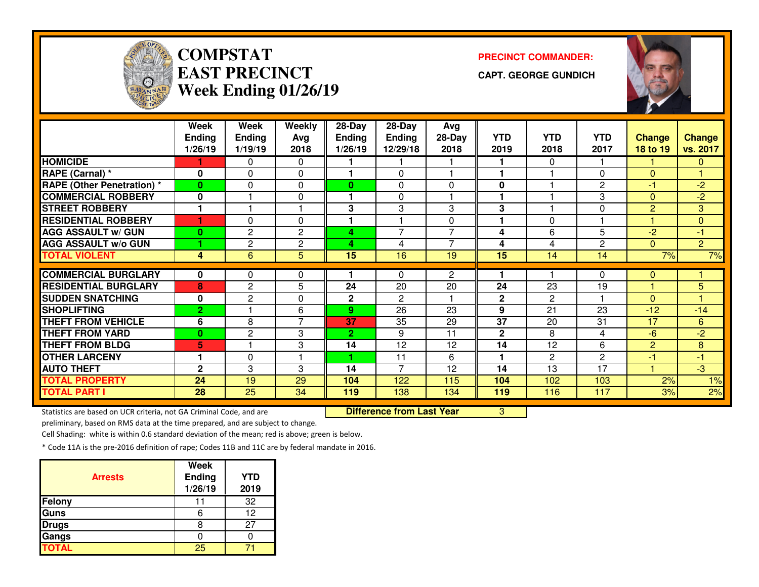# COMPSTAT EAST PRECINCT Week Ending 01/26/19

**PRECINCT COMMANDER:**

**CAPT. GEORGE GUNDICH**

| | Week Ending 1/26/19 | Week Ending 1/19/19 | Weekly Avg 2018 | 28-Day Ending 1/26/19 | 28-Day Ending 12/29/18 | Avg 28-Day 2018 | YTD 2019 | YTD 2018 | YTD 2017 | Change 18 to 19 | Change vs. 2017 |
|---|---|---|---|---|---|---|---|---|---|---|---|
| HOMICIDE | 1 | 0 | 0 | 1 | 1 | 1 | 1 | 0 | 1 | 1 | 0 |
| RAPE (Carnal) * | 0 | 0 | 0 | 1 | 0 | 1 | 1 | 1 | 0 | 0 | 1 |
| RAPE (Other Penetration) * | 0 | 0 | 0 | 0 | 0 | 0 | 0 | 1 | 2 | -1 | -2 |
| COMMERCIAL ROBBERY | 0 | 1 | 0 | 1 | 0 | 1 | 1 | 1 | 3 | 0 | -2 |
| STREET ROBBERY | 1 | 1 | 1 | 3 | 3 | 3 | 3 | 1 | 0 | 2 | 3 |
| RESIDENTIAL ROBBERY | 1 | 0 | 0 | 1 | 1 | 0 | 1 | 0 | 1 | 1 | 0 |
| AGG ASSAULT w/ GUN | 0 | 2 | 2 | 4 | 7 | 7 | 4 | 6 | 5 | -2 | -1 |
| AGG ASSAULT w/o GUN | 1 | 2 | 2 | 4 | 4 | 7 | 4 | 4 | 2 | 0 | 2 |
| TOTAL VIOLENT | 4 | 6 | 5 | 15 | 16 | 19 | 15 | 14 | 14 | 7% | 7% |
| COMMERCIAL BURGLARY | 0 | 0 | 0 | 1 | 0 | 2 | 1 | 1 | 0 | 0 | 1 |
| RESIDENTIAL BURGLARY | 8 | 2 | 5 | 24 | 20 | 20 | 24 | 23 | 19 | 1 | 5 |
| SUDDEN SNATCHING | 0 | 2 | 0 | 2 | 2 | 1 | 2 | 2 | 1 | 0 | 1 |
| SHOPLIFTING | 2 | 1 | 6 | 9 | 26 | 23 | 9 | 21 | 23 | -12 | -14 |
| THEFT FROM VEHICLE | 6 | 8 | 7 | 37 | 35 | 29 | 37 | 20 | 31 | 17 | 6 |
| THEFT FROM YARD | 0 | 2 | 3 | 2 | 9 | 11 | 2 | 8 | 4 | -6 | -2 |
| THEFT FROM BLDG | 5 | 1 | 3 | 14 | 12 | 12 | 14 | 12 | 6 | 2 | 8 |
| OTHER LARCENY | 1 | 0 | 1 | 1 | 11 | 6 | 1 | 2 | 2 | -1 | -1 |
| AUTO THEFT | 2 | 3 | 3 | 14 | 7 | 12 | 14 | 13 | 17 | 1 | -3 |
| TOTAL PROPERTY | 24 | 19 | 29 | 104 | 122 | 115 | 104 | 102 | 103 | 2% | 1% |
| TOTAL PART I | 28 | 25 | 34 | 119 | 138 | 134 | 119 | 116 | 117 | 3% | 2% |

**Difference from Last Year** 3

Statistics are based on UCR criteria, not GA Criminal Code, and are preliminary, based on RMS data at the time prepared, and are subject to change.

Cell Shading: white is within 0.6 standard deviation of the mean; red is above; green is below.

* Code 11A is the pre-2016 definition of rape; Codes 11B and 11C are by federal mandate in 2016.

| Arrests | Week Ending 1/26/19 | YTD 2019 |
|---|---|---|
| Felony | 11 | 32 |
| Guns | 6 | 12 |
| Drugs | 8 | 27 |
| Gangs | 0 | 0 |
| TOTAL | 25 | 71 |